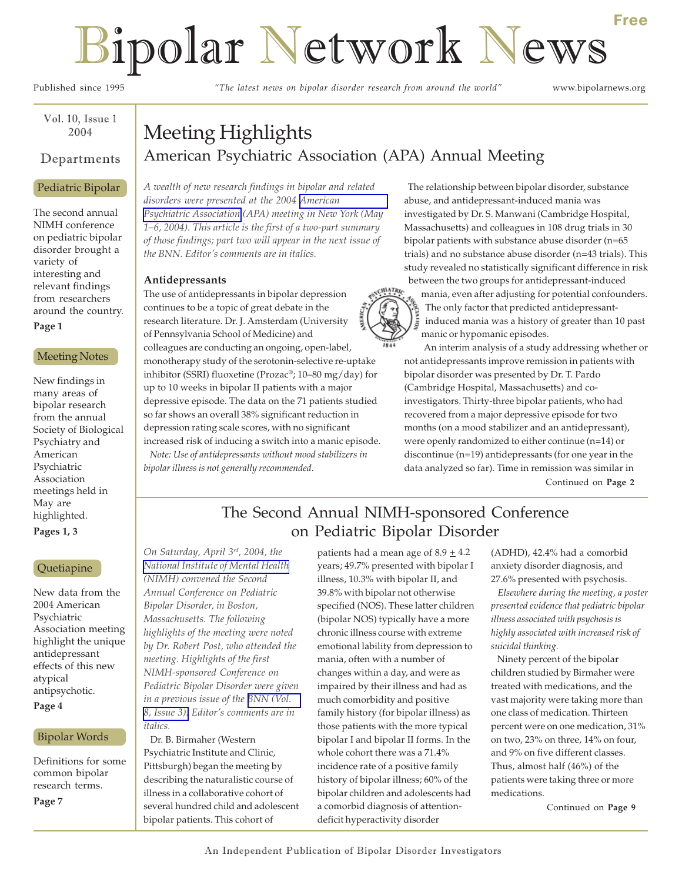# Bipolar Network News

Free

Published since 1995 | *"The latest news on bipolar disorder research from around the world"* | www.bipolarnews.org

Vol. 10, Issue 1
2004

## Departments

**Pediatric Bipolar**

The second annual NIMH conference on pediatric bipolar disorder brought a variety of interesting and relevant findings from researchers around the country.

**Page 1**

**Meeting Notes**

New findings in many areas of bipolar research from the annual Society of Biological Psychiatry and American Psychiatric Association meetings held in May are highlighted.

**Pages 1, 3**

**Quetiapine**

New data from the 2004 American Psychiatric Association meeting highlight the unique antidepressant effects of this new atypical antipsychotic.

**Page 4**

**Bipolar Words**

Definitions for some common bipolar research terms.

**Page 7**

## Meeting Highlights

### American Psychiatric Association (APA) Annual Meeting

*A wealth of new research findings in bipolar and related disorders were presented at the 2004 American Psychiatric Association (APA) meeting in New York (May 1–6, 2004). This article is the first of a two-part summary of those findings; part two will appear in the next issue of the BNN. Editor's comments are in italics.*

**Antidepressants**

The use of antidepressants in bipolar depression continues to be a topic of great debate in the research literature. Dr. J. Amsterdam (University of Pennsylvania School of Medicine) and colleagues are conducting an ongoing, open-label, monotherapy study of the serotonin-selective re-uptake inhibitor (SSRI) fluoxetine (Prozac®; 10–80 mg/day) for up to 10 weeks in bipolar II patients with a major depressive episode. The data on the 71 patients studied so far shows an overall 38% significant reduction in depression rating scale scores, with no significant increased risk of inducing a switch into a manic episode.

*Note: Use of antidepressants without mood stabilizers in bipolar illness is not generally recommended.*

The relationship between bipolar disorder, substance abuse, and antidepressant-induced mania was investigated by Dr. S. Manwani (Cambridge Hospital, Massachusetts) and colleagues in 108 drug trials in 30 bipolar patients with substance abuse disorder (n=65 trials) and no substance abuse disorder (n=43 trials). This study revealed no statistically significant difference in risk between the two groups for antidepressant-induced mania, even after adjusting for potential confounders. The only factor that predicted antidepressant-induced mania was a history of greater than 10 past manic or hypomanic episodes.

An interim analysis of a study addressing whether or not antidepressants improve remission in patients with bipolar disorder was presented by Dr. T. Pardo (Cambridge Hospital, Massachusetts) and co-investigators. Thirty-three bipolar patients, who had recovered from a major depressive episode for two months (on a mood stabilizer and an antidepressant), were openly randomized to either continue (n=14) or discontinue (n=19) antidepressants (for one year in the data analyzed so far). Time in remission was similar in

Continued on **Page 2**

## The Second Annual NIMH-sponsored Conference on Pediatric Bipolar Disorder

*On Saturday, April 3rd, 2004, the National Institute of Mental Health (NIMH) convened the Second Annual Conference on Pediatric Bipolar Disorder, in Boston, Massachusetts. The following highlights of the meeting were noted by Dr. Robert Post, who attended the meeting. Highlights of the first NIMH-sponsored Conference on Pediatric Bipolar Disorder were given in a previous issue of the BNN (Vol. 8, Issue 3). Editor's comments are in italics.*

Dr. B. Birmaher (Western Psychiatric Institute and Clinic, Pittsburgh) began the meeting by describing the naturalistic course of illness in a collaborative cohort of several hundred child and adolescent bipolar patients. This cohort of patients had a mean age of 8.9 ± 4.2 years; 49.7% presented with bipolar I illness, 10.3% with bipolar II, and 39.8% with bipolar not otherwise specified (NOS). These latter children (bipolar NOS) typically have a more chronic illness course with extreme emotional lability from depression to mania, often with a number of changes within a day, and were as impaired by their illness and had as much comorbidity and positive family history (for bipolar illness) as those patients with the more typical bipolar I and bipolar II forms. In the whole cohort there was a 71.4% incidence rate of a positive family history of bipolar illness; 60% of the bipolar children and adolescents had a comorbid diagnosis of attention-deficit hyperactivity disorder (ADHD), 42.4% had a comorbid anxiety disorder diagnosis, and 27.6% presented with psychosis.

*Elsewhere during the meeting, a poster presented evidence that pediatric bipolar illness associated with psychosis is highly associated with increased risk of suicidal thinking.*

Ninety percent of the bipolar children studied by Birmaher were treated with medications, and the vast majority were taking more than one class of medication. Thirteen percent were on one medication, 31% on two, 23% on three, 14% on four, and 9% on five different classes. Thus, almost half (46%) of the patients were taking three or more medications.

Continued on **Page 9**

An Independent Publication of Bipolar Disorder Investigators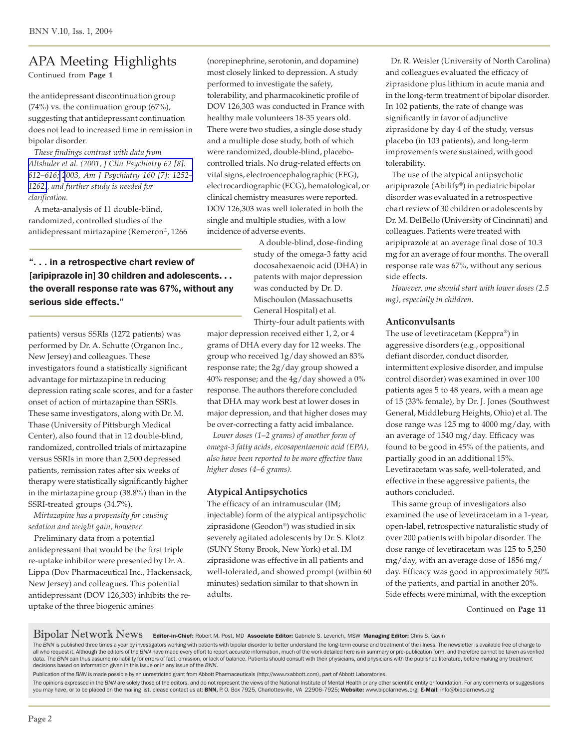# APA Meeting Highlights

Continued from **Page 1**

the antidepressant discontinuation group (74%) vs. the continuation group (67%), suggesting that antidepressant continuation does not lead to increased time in remission in bipolar disorder.

*These findings contrast with data from Altshuler et al. (2001, J Clin Psychiatry 62 [8]: 612–616; 2003, Am J Psychiatry 160 [7]: 1252–1262), and further study is needed for clarification.*

A meta-analysis of 11 double-blind, randomized, controlled studies of the antidepressant mirtazapine (Remeron®, 1266 patients) versus SSRIs (1272 patients) was performed by Dr. A. Schutte (Organon Inc., New Jersey) and colleagues. These investigators found a statistically significant advantage for mirtazapine in reducing depression rating scale scores, and for a faster onset of action of mirtazapine than SSRIs. These same investigators, along with Dr. M. Thase (University of Pittsburgh Medical Center), also found that in 12 double-blind, randomized, controlled trials of mirtazapine versus SSRIs in more than 2,500 depressed patients, remission rates after six weeks of therapy were statistically significantly higher in the mirtazapine group (38.8%) than in the SSRI-treated groups (34.7%).

*Mirtazapine has a propensity for causing sedation and weight gain, however.*

Preliminary data from a potential antidepressant that would be the first triple re-uptake inhibitor were presented by Dr. A. Lippa (Dov Pharmaceutical Inc., Hackensack, New Jersey) and colleagues. This potential antidepressant (DOV 126,303) inhibits the re-uptake of the three biogenic amines (norepinephrine, serotonin, and dopamine) most closely linked to depression. A study performed to investigate the safety, tolerability, and pharmacokinetic profile of DOV 126,303 was conducted in France with healthy male volunteers 18-35 years old. There were two studies, a single dose study and a multiple dose study, both of which were randomized, double-blind, placebo-controlled trials. No drug-related effects on vital signs, electroencephalographic (EEG), electrocardiographic (ECG), hematological, or clinical chemistry measures were reported. DOV 126,303 was well tolerated in both the single and multiple studies, with a low incidence of adverse events.

> **". . . in a retrospective chart review of [aripiprazole in] 30 children and adolescents. . . the overall response rate was 67%, without any serious side effects."**

A double-blind, dose-finding study of the omega-3 fatty acid docosahexaenoic acid (DHA) in patents with major depression was conducted by Dr. D. Mischoulon (Massachusetts General Hospital) et al. Thirty-four adult patients with major depression received either 1, 2, or 4 grams of DHA every day for 12 weeks. The group who received 1g/day showed an 83% response rate; the 2g/day group showed a 40% response; and the 4g/day showed a 0% response. The authors therefore concluded that DHA may work best at lower doses in major depression, and that higher doses may be over-correcting a fatty acid imbalance.

*Lower doses (1–2 grams) of another form of omega-3 fatty acids, eicosapentaenoic acid (EPA), also have been reported to be more effective than higher doses (4–6 grams).*

### Atypical Antipsychotics

The efficacy of an intramuscular (IM; injectable) form of the atypical antipsychotic ziprasidone (Geodon®) was studied in six severely agitated adolescents by Dr. S. Klotz (SUNY Stony Brook, New York) et al. IM ziprasidone was effective in all patients and well-tolerated, and showed prompt (within 60 minutes) sedation similar to that shown in adults.

Dr. R. Weisler (University of North Carolina) and colleagues evaluated the efficacy of ziprasidone plus lithium in acute mania and in the long-term treatment of bipolar disorder. In 102 patients, the rate of change was significantly in favor of adjunctive ziprasidone by day 4 of the study, versus placebo (in 103 patients), and long-term improvements were sustained, with good tolerability.

The use of the atypical antipsychotic aripiprazole (Abilify®) in pediatric bipolar disorder was evaluated in a retrospective chart review of 30 children or adolescents by Dr. M. DelBello (University of Cincinnati) and colleagues. Patients were treated with aripiprazole at an average final dose of 10.3 mg for an average of four months. The overall response rate was 67%, without any serious side effects.

*However, one should start with lower doses (2.5 mg), especially in children.*

### Anticonvulsants

The use of levetiracetam (Keppra®) in aggressive disorders (e.g., oppositional defiant disorder, conduct disorder, intermittent explosive disorder, and impulse control disorder) was examined in over 100 patients ages 5 to 48 years, with a mean age of 15 (33% female), by Dr. J. Jones (Southwest General, Middleburg Heights, Ohio) et al. The dose range was 125 mg to 4000 mg/day, with an average of 1540 mg/day. Efficacy was found to be good in 45% of the patients, and partially good in an additional 15%. Levetiracetam was safe, well-tolerated, and effective in these aggressive patients, the authors concluded.

This same group of investigators also examined the use of levetiracetam in a 1-year, open-label, retrospective naturalistic study of over 200 patients with bipolar disorder. The dose range of levetiracetam was 125 to 5,250 mg/day, with an average dose of 1856 mg/day. Efficacy was good in approximately 50% of the patients, and partial in another 20%. Side effects were minimal, with the exception

Continued on **Page 11**

---

**Bipolar Network News** **Editor-in-Chief:** Robert M. Post, MD **Associate Editor:** Gabriele S. Leverich, MSW **Managing Editor:** Chris S. Gavin

The *BNN* is published three times a year by investigators working with patients with bipolar disorder to better understand the long-term course and treatment of the illness. The newsletter is available free of charge to all who request it. Although the editors of the *BNN* have made every effort to report accurate information, much of the work detailed here is in summary or pre-publication form, and therefore cannot be taken as verified data. The *BNN* can thus assume no liability for errors of fact, omission, or lack of balance. Patients should consult with their physicians, and physicians with the published literature, before making any treatment decisions based on information given in this issue or in any issue of the *BNN*.

Publication of the *BNN* is made possible by an unrestricted grant from Abbott Pharmaceuticals (http://www.rxabbott.com), part of Abbott Laboratories.

The opinions expressed in the *BNN* are solely those of the editors, and do not represent the views of the National Institute of Mental Health or any other scientific entity or foundation. For any comments or suggestions you may have, or to be placed on the mailing list, please contact us at: **BNN,** P. O. Box 7925, Charlottesville, VA 22906-7925; **Website:** www.bipolarnews.org; **E-Mail**: info@bipolarnews.org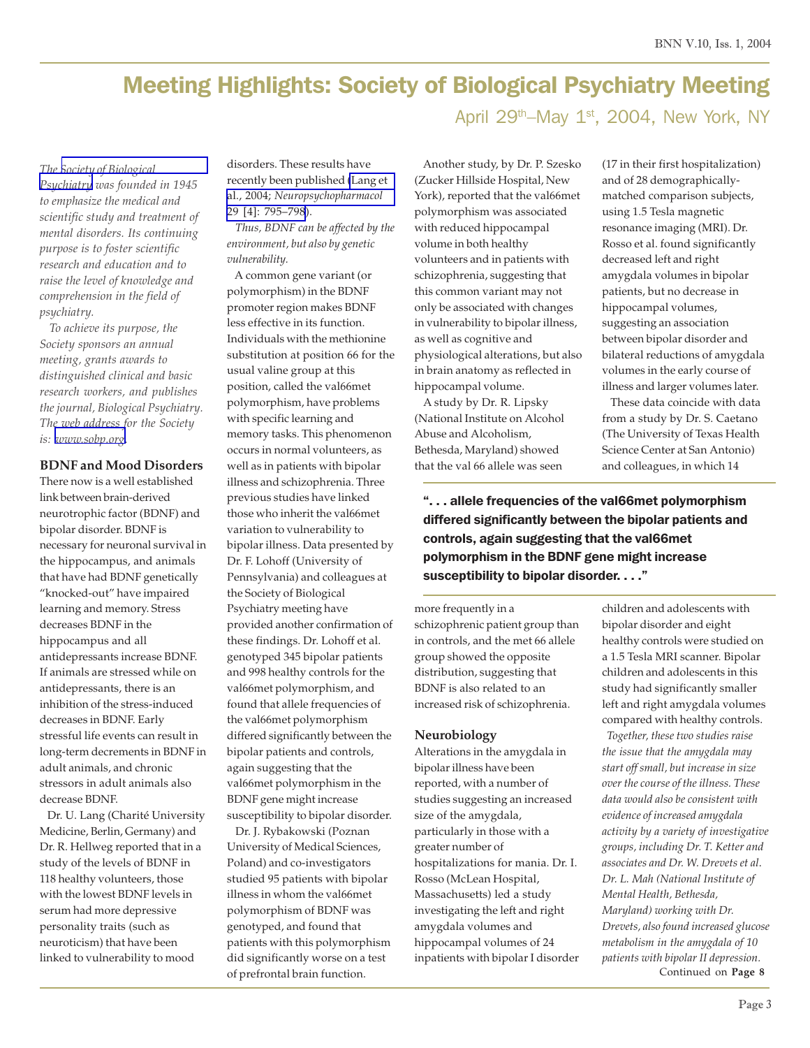# Meeting Highlights: Society of Biological Psychiatry Meeting

## April 29th–May 1st, 2004, New York, NY

*The Society of Biological Psychiatry was founded in 1945 to emphasize the medical and scientific study and treatment of mental disorders. Its continuing purpose is to foster scientific research and education and to raise the level of knowledge and comprehension in the field of psychiatry.*

*To achieve its purpose, the Society sponsors an annual meeting, grants awards to distinguished clinical and basic research workers, and publishes the journal, Biological Psychiatry. The web address for the Society is: www.sobp.org.*

### BDNF and Mood Disorders

There now is a well established link between brain-derived neurotrophic factor (BDNF) and bipolar disorder. BDNF is necessary for neuronal survival in the hippocampus, and animals that have had BDNF genetically "knocked-out" have impaired learning and memory. Stress decreases BDNF in the hippocampus and all antidepressants increase BDNF. If animals are stressed while on antidepressants, there is an inhibition of the stress-induced decreases in BDNF. Early stressful life events can result in long-term decrements in BDNF in adult animals, and chronic stressors in adult animals also decrease BDNF.

Dr. U. Lang (Charité University Medicine, Berlin, Germany) and Dr. R. Hellweg reported that in a study of the levels of BDNF in 118 healthy volunteers, those with the lowest BDNF levels in serum had more depressive personality traits (such as neuroticism) that have been linked to vulnerability to mood disorders. These results have recently been published (Lang et al., 2004; *Neuropsychopharmacol* 29 [4]: 795–798).

*Thus, BDNF can be affected by the environment, but also by genetic vulnerability.*

A common gene variant (or polymorphism) in the BDNF promoter region makes BDNF less effective in its function. Individuals with the methionine substitution at position 66 for the usual valine group at this position, called the val66met polymorphism, have problems with specific learning and memory tasks. This phenomenon occurs in normal volunteers, as well as in patients with bipolar illness and schizophrenia. Three previous studies have linked those who inherit the val66met variation to vulnerability to bipolar illness. Data presented by Dr. F. Lohoff (University of Pennsylvania) and colleagues at the Society of Biological Psychiatry meeting have provided another confirmation of these findings. Dr. Lohoff et al. genotyped 345 bipolar patients and 998 healthy controls for the val66met polymorphism, and found that allele frequencies of the val66met polymorphism differed significantly between the bipolar patients and controls, again suggesting that the val66met polymorphism in the BDNF gene might increase susceptibility to bipolar disorder.

Dr. J. Rybakowski (Poznan University of Medical Sciences, Poland) and co-investigators studied 95 patients with bipolar illness in whom the val66met polymorphism of BDNF was genotyped, and found that patients with this polymorphism did significantly worse on a test of prefrontal brain function.

Another study, by Dr. P. Szesko (Zucker Hillside Hospital, New York), reported that the val66met polymorphism was associated with reduced hippocampal volume in both healthy volunteers and in patients with schizophrenia, suggesting that this common variant may not only be associated with changes in vulnerability to bipolar illness, as well as cognitive and physiological alterations, but also in brain anatomy as reflected in hippocampal volume.

A study by Dr. R. Lipsky (National Institute on Alcohol Abuse and Alcoholism, Bethesda, Maryland) showed that the val 66 allele was seen more frequently in a schizophrenic patient group than in controls, and the met 66 allele group showed the opposite distribution, suggesting that BDNF is also related to an increased risk of schizophrenia.

> **". . . allele frequencies of the val66met polymorphism differed significantly between the bipolar patients and controls, again suggesting that the val66met polymorphism in the BDNF gene might increase susceptibility to bipolar disorder. . . ."**

### Neurobiology

Alterations in the amygdala in bipolar illness have been reported, with a number of studies suggesting an increased size of the amygdala, particularly in those with a greater number of hospitalizations for mania. Dr. I. Rosso (McLean Hospital, Massachusetts) led a study investigating the left and right amygdala volumes and hippocampal volumes of 24 inpatients with bipolar I disorder (17 in their first hospitalization) and of 28 demographically-matched comparison subjects, using 1.5 Tesla magnetic resonance imaging (MRI). Dr. Rosso et al. found significantly decreased left and right amygdala volumes in bipolar patients, but no decrease in hippocampal volumes, suggesting an association between bipolar disorder and bilateral reductions of amygdala volumes in the early course of illness and larger volumes later.

These data coincide with data from a study by Dr. S. Caetano (The University of Texas Health Science Center at San Antonio) and colleagues, in which 14 children and adolescents with bipolar disorder and eight healthy controls were studied on a 1.5 Tesla MRI scanner. Bipolar children and adolescents in this study had significantly smaller left and right amygdala volumes compared with healthy controls.

*Together, these two studies raise the issue that the amygdala may start off small, but increase in size over the course of the illness. These data would also be consistent with evidence of increased amygdala activity by a variety of investigative groups, including Dr. T. Ketter and associates and Dr. W. Drevets et al. Dr. L. Mah (National Institute of Mental Health, Bethesda, Maryland) working with Dr. Drevets, also found increased glucose metabolism in the amygdala of 10 patients with bipolar II depression.*

Continued on **Page 8**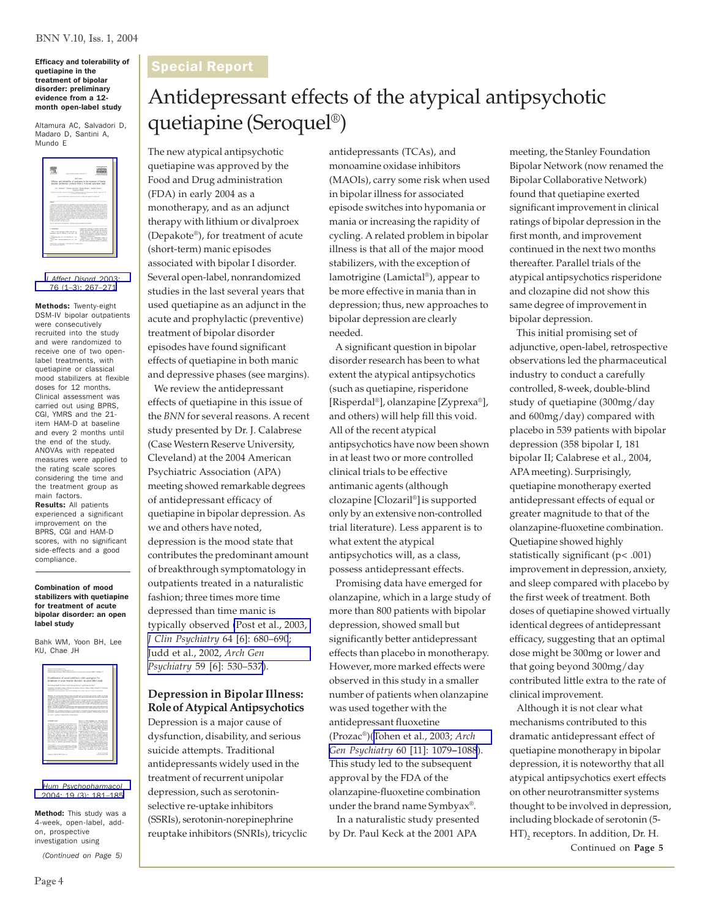## Efficacy and tolerability of quetiapine in the treatment of bipolar disorder: preliminary evidence from a 12-month open-label study

Altamura AC, Salvadori D, Madaro D, Santini A, Mundo E

*J Affect Disord* 2003; 76 (1–3): 267–271

**Methods:** Twenty-eight DSM-IV bipolar outpatients were consecutively recruited into the study and were randomized to receive one of two open-label treatments, with quetiapine or classical mood stabilizers at flexible doses for 12 months. Clinical assessment was carried out using BPRS, CGI, YMRS and the 21-item HAM-D at baseline and every 2 months until the end of the study. ANOVAs with repeated measures were applied to the rating scale scores considering the time and the treatment group as main factors.

**Results:** All patients experienced a significant improvement on the BPRS, CGI and HAM-D scores, with no significant side-effects and a good compliance.

## Combination of mood stabilizers with quetiapine for treatment of acute bipolar disorder: an open label study

Bahk WM, Yoon BH, Lee KU, Chae JH

*Hum Psychopharmacol* 2004; 19 (3): 181–185

**Method:** This study was a 4-week, open-label, add-on, prospective investigation using

*(Continued on Page 5)*

**Special Report**

# Antidepressant effects of the atypical antipsychotic quetiapine (Seroquel®)

The new atypical antipsychotic quetiapine was approved by the Food and Drug administration (FDA) in early 2004 as a monotherapy, and as an adjunct therapy with lithium or divalproex (Depakote®), for treatment of acute (short-term) manic episodes associated with bipolar I disorder. Several open-label, nonrandomized studies in the last several years that used quetiapine as an adjunct in the acute and prophylactic (preventive) treatment of bipolar disorder episodes have found significant effects of quetiapine in both manic and depressive phases (see margins).

We review the antidepressant effects of quetiapine in this issue of the *BNN* for several reasons. A recent study presented by Dr. J. Calabrese (Case Western Reserve University, Cleveland) at the 2004 American Psychiatric Association (APA) meeting showed remarkable degrees of antidepressant efficacy of quetiapine in bipolar depression. As we and others have noted, depression is the mood state that contributes the predominant amount of breakthrough symptomatology in outpatients treated in a naturalistic fashion; three times more time depressed than time manic is typically observed (Post et al., 2003, *J Clin Psychiatry* 64 [6]: 680–690; Judd et al., 2002, *Arch Gen Psychiatry* 59 [6]: 530–537).

## Depression in Bipolar Illness: Role of Atypical Antipsychotics

Depression is a major cause of dysfunction, disability, and serious suicide attempts. Traditional antidepressants widely used in the treatment of recurrent unipolar depression, such as serotonin-selective re-uptake inhibitors (SSRIs), serotonin-norepinephrine reuptake inhibitors (SNRIs), tricyclic antidepressants (TCAs), and monoamine oxidase inhibitors (MAOIs), carry some risk when used in bipolar illness for associated episode switches into hypomania or mania or increasing the rapidity of cycling. A related problem in bipolar illness is that all of the major mood stabilizers, with the exception of lamotrigine (Lamictal®), appear to be more effective in mania than in depression; thus, new approaches to bipolar depression are clearly needed.

A significant question in bipolar disorder research has been to what extent the atypical antipsychotics (such as quetiapine, risperidone [Risperdal®], olanzapine [Zyprexa®], and others) will help fill this void. All of the recent atypical antipsychotics have now been shown in at least two or more controlled clinical trials to be effective antimanic agents (although clozapine [Clozaril®] is supported only by an extensive non-controlled trial literature). Less apparent is to what extent the atypical antipsychotics will, as a class, possess antidepressant effects.

Promising data have emerged for olanzapine, which in a large study of more than 800 patients with bipolar depression, showed small but significantly better antidepressant effects than placebo in monotherapy. However, more marked effects were observed in this study in a smaller number of patients when olanzapine was used together with the antidepressant fluoxetine (Prozac®)(Tohen et al., 2003; *Arch Gen Psychiatry* 60 [11]: 1079–1088). This study led to the subsequent approval by the FDA of the olanzapine-fluoxetine combination under the brand name Symbyax®.

In a naturalistic study presented by Dr. Paul Keck at the 2001 APA meeting, the Stanley Foundation Bipolar Network (now renamed the Bipolar Collaborative Network) found that quetiapine exerted significant improvement in clinical ratings of bipolar depression in the first month, and improvement continued in the next two months thereafter. Parallel trials of the atypical antipsychotics risperidone and clozapine did not show this same degree of improvement in bipolar depression.

This initial promising set of adjunctive, open-label, retrospective observations led the pharmaceutical industry to conduct a carefully controlled, 8-week, double-blind study of quetiapine (300mg/day and 600mg/day) compared with placebo in 539 patients with bipolar depression (358 bipolar I, 181 bipolar II; Calabrese et al., 2004, APA meeting). Surprisingly, quetiapine monotherapy exerted antidepressant effects of equal or greater magnitude to that of the olanzapine-fluoxetine combination. Quetiapine showed highly statistically significant ($p < .001$) improvement in depression, anxiety, and sleep compared with placebo by the first week of treatment. Both doses of quetiapine showed virtually identical degrees of antidepressant efficacy, suggesting that an optimal dose might be 300mg or lower and that going beyond 300mg/day contributed little extra to the rate of clinical improvement.

Although it is not clear what mechanisms contributed to this dramatic antidepressant effect of quetiapine monotherapy in bipolar depression, it is noteworthy that all atypical antipsychotics exert effects on other neurotransmitter systems thought to be involved in depression, including blockade of serotonin ($5\text{-HT}_2$) receptors. In addition, Dr. H.

Continued on **Page 5**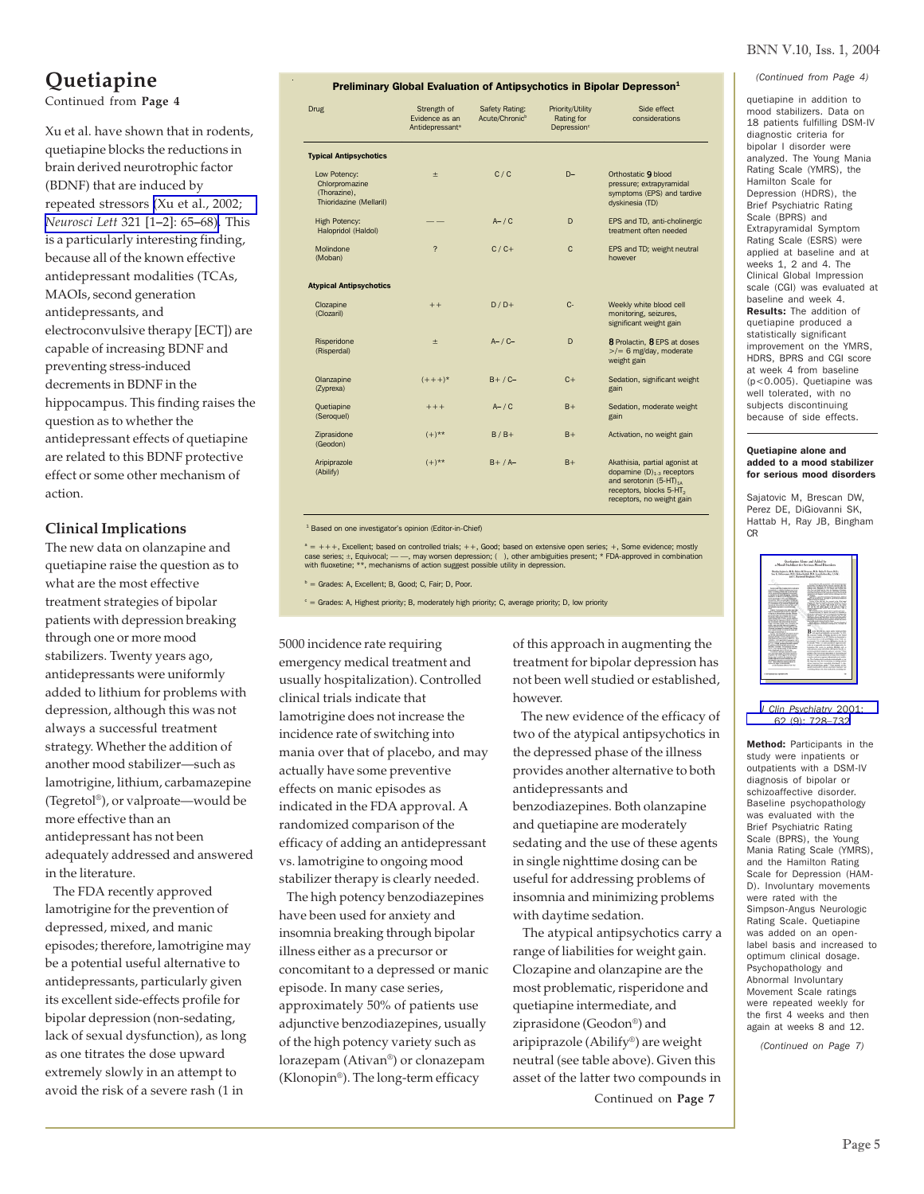## Quetiapine

Continued from **Page 4**

Xu et al. have shown that in rodents, quetiapine blocks the reductions in brain derived neurotrophic factor (BDNF) that are induced by repeated stressors (Xu et al., 2002; *Neurosci Lett* 321 [1–2]: 65–68). This is a particularly interesting finding, because all of the known effective antidepressant modalities (TCAs, MAOIs, second generation antidepressants, and electroconvulsive therapy [ECT]) are capable of increasing BDNF and preventing stress-induced decrements in BDNF in the hippocampus. This finding raises the question as to whether the antidepressant effects of quetiapine are related to this BDNF protective effect or some other mechanism of action.

### Clinical Implications

The new data on olanzapine and quetiapine raise the question as to what are the most effective treatment strategies of bipolar patients with depression breaking through one or more mood stabilizers. Twenty years ago, antidepressants were uniformly added to lithium for problems with depression, although this was not always a successful treatment strategy. Whether the addition of another mood stabilizer—such as lamotrigine, lithium, carbamazepine (Tegretol®), or valproate—would be more effective than an antidepressant has not been adequately addressed and answered in the literature.

The FDA recently approved lamotrigine for the prevention of depressed, mixed, and manic episodes; therefore, lamotrigine may be a potential useful alternative to antidepressants, particularly given its excellent side-effects profile for bipolar depression (non-sedating, lack of sexual dysfunction), as long as one titrates the dose upward extremely slowly in an attempt to avoid the risk of a severe rash (1 in

**Preliminary Global Evaluation of Antipsychotics in Bipolar Depression[1]**

| Drug | Strength of Evidence as an Antidepressant[a] | Safety Rating: Acute/Chronic[b] | Priority/Utility Rating for Depression[c] | Side effect considerations |
|---|---|---|---|---|
| **Typical Antipsychotics** | | | | |
| Low Potency: Chlorpromazine (Thorazine), Thioridazine (Mellaril) | ± | C / C | D– | Orthostatic ↓ blood pressure; extrapyramidal symptoms (EPS) and tardive dyskinesia (TD) |
| High Potency: Haloperidol (Haldol) | — — | A– / C | D | EPS and TD, anti-cholinergic treatment often needed |
| Molindone (Moban) | ? | C / C+ | C | EPS and TD; weight neutral however |
| **Atypical Antipsychotics** | | | | |
| Clozapine (Clozaril) | ++ | D / D+ | C- | Weekly white blood cell monitoring, seizures, significant weight gain |
| Risperidone (Risperdal) | ± | A– / C– | D | ↑ Prolactin, ↑ EPS at doses >/= 6 mg/day, moderate weight gain |
| Olanzapine (Zyprexa) | (+++)* | B+ / C– | C+ | Sedation, significant weight gain |
| Quetiapine (Seroquel) | +++ | A– / C | B+ | Sedation, moderate weight gain |
| Ziprasidone (Geodon) | (+)** | B / B+ | B+ | Activation, no weight gain |
| Aripiprazole (Abilify) | (+)** | B+ / A– | B+ | Akathisia, partial agonist at dopamine $(D)_{1-3}$ receptors and serotonin $(5\text{-}HT)_{1A}$ receptors, blocks $5\text{-}HT_2$ receptors, no weight gain |

[1] Based on one investigator's opinion (Editor-in-Chief)

[a] = +++, Excellent; based on controlled trials; ++, Good; based on extensive open series; +, Some evidence; mostly case series; ±, Equivocal; — —, may worsen depression; ( ), other ambiguities present; * FDA-approved in combination with fluoxetine; **, mechanisms of action suggest possible utility in depression.

[b] = Grades: A, Excellent; B, Good; C, Fair; D, Poor.

[c] = Grades: A, Highest priority; B, moderately high priority; C, average priority; D, low priority

5000 incidence rate requiring emergency medical treatment and usually hospitalization). Controlled clinical trials indicate that lamotrigine does not increase the incidence rate of switching into mania over that of placebo, and may actually have some preventive effects on manic episodes as indicated in the FDA approval. A randomized comparison of the efficacy of adding an antidepressant vs. lamotrigine to ongoing mood stabilizer therapy is clearly needed.

The high potency benzodiazepines have been used for anxiety and insomnia breaking through bipolar illness either as a precursor or concomitant to a depressed or manic episode. In many case series, approximately 50% of patients use adjunctive benzodiazepines, usually of the high potency variety such as lorazepam (Ativan®) or clonazepam (Klonopin®). The long-term efficacy of this approach in augmenting the treatment for bipolar depression has not been well studied or established, however.

The new evidence of the efficacy of two of the atypical antipsychotics in the depressed phase of the illness provides another alternative to both antidepressants and benzodiazepines. Both olanzapine and quetiapine are moderately sedating and the use of these agents in single nighttime dosing can be useful for addressing problems of insomnia and minimizing problems with daytime sedation.

The atypical antipsychotics carry a range of liabilities for weight gain. Clozapine and olanzapine are the most problematic, risperidone and quetiapine intermediate, and ziprasidone (Geodon®) and aripiprazole (Abilify®) are weight neutral (see table above). Given this asset of the latter two compounds in

Continued on **Page 7**

*(Continued from Page 4)*

quetiapine in addition to mood stabilizers. Data on 18 patients fulfilling DSM-IV diagnostic criteria for bipolar I disorder were analyzed. The Young Mania Rating Scale (YMRS), the Hamilton Scale for Depression (HDRS), the Brief Psychiatric Rating Scale (BPRS) and Extrapyramidal Symptom Rating Scale (ESRS) were applied at baseline and at weeks 1, 2 and 4. The Clinical Global Impression scale (CGI) was evaluated at baseline and week 4. **Results:** The addition of quetiapine produced a statistically significant improvement on the YMRS, HDRS, BPRS and CGI score at week 4 from baseline ($p<0.005$). Quetiapine was well tolerated, with no subjects discontinuing because of side effects.

**Quetiapine alone and added to a mood stabilizer for serious mood disorders**

Sajatovic M, Brescan DW, Perez DE, DiGiovanni SK, Hattab H, Ray JB, Bingham CR

*J Clin Psychiatry* 2001; 62 (9): 728–732

**Method:** Participants in the study were inpatients or outpatients with a DSM-IV diagnosis of bipolar or schizoaffective disorder. Baseline psychopathology was evaluated with the Brief Psychiatric Rating Scale (BPRS), the Young Mania Rating Scale (YMRS), and the Hamilton Rating Scale for Depression (HAM-D). Involuntary movements were rated with the Simpson-Angus Neurologic Rating Scale. Quetiapine was added on an open-label basis and increased to optimum clinical dosage. Psychopathology and Abnormal Involuntary Movement Scale ratings were repeated weekly for the first 4 weeks and then again at weeks 8 and 12.

*(Continued on Page 7)*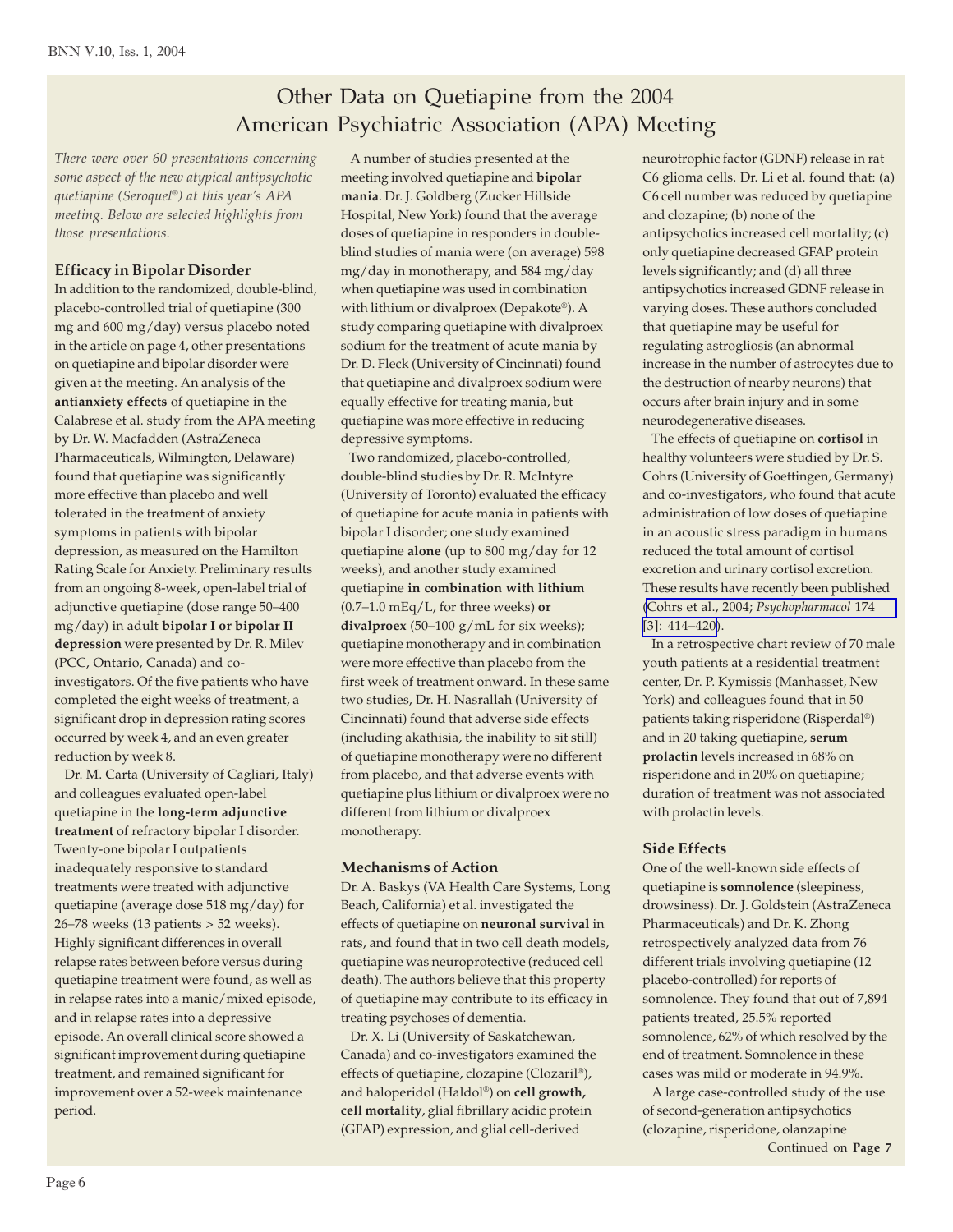# Other Data on Quetiapine from the 2004 American Psychiatric Association (APA) Meeting

*There were over 60 presentations concerning some aspect of the new atypical antipsychotic quetiapine (Seroquel®) at this year's APA meeting. Below are selected highlights from those presentations.*

## Efficacy in Bipolar Disorder

In addition to the randomized, double-blind, placebo-controlled trial of quetiapine (300 mg and 600 mg/day) versus placebo noted in the article on page 4, other presentations on quetiapine and bipolar disorder were given at the meeting. An analysis of the **antianxiety effects** of quetiapine in the Calabrese et al. study from the APA meeting by Dr. W. Macfadden (AstraZeneca Pharmaceuticals, Wilmington, Delaware) found that quetiapine was significantly more effective than placebo and well tolerated in the treatment of anxiety symptoms in patients with bipolar depression, as measured on the Hamilton Rating Scale for Anxiety. Preliminary results from an ongoing 8-week, open-label trial of adjunctive quetiapine (dose range 50–400 mg/day) in adult **bipolar I or bipolar II depression** were presented by Dr. R. Milev (PCC, Ontario, Canada) and co-investigators. Of the five patients who have completed the eight weeks of treatment, a significant drop in depression rating scores occurred by week 4, and an even greater reduction by week 8.

Dr. M. Carta (University of Cagliari, Italy) and colleagues evaluated open-label quetiapine in the **long-term adjunctive treatment** of refractory bipolar I disorder. Twenty-one bipolar I outpatients inadequately responsive to standard treatments were treated with adjunctive quetiapine (average dose 518 mg/day) for 26–78 weeks (13 patients > 52 weeks). Highly significant differences in overall relapse rates between before versus during quetiapine treatment were found, as well as in relapse rates into a manic/mixed episode, and in relapse rates into a depressive episode. An overall clinical score showed a significant improvement during quetiapine treatment, and remained significant for improvement over a 52-week maintenance period.

A number of studies presented at the meeting involved quetiapine and **bipolar mania**. Dr. J. Goldberg (Zucker Hillside Hospital, New York) found that the average doses of quetiapine in responders in double-blind studies of mania were (on average) 598 mg/day in monotherapy, and 584 mg/day when quetiapine was used in combination with lithium or divalproex (Depakote®). A study comparing quetiapine with divalproex sodium for the treatment of acute mania by Dr. D. Fleck (University of Cincinnati) found that quetiapine and divalproex sodium were equally effective for treating mania, but quetiapine was more effective in reducing depressive symptoms.

Two randomized, placebo-controlled, double-blind studies by Dr. R. McIntyre (University of Toronto) evaluated the efficacy of quetiapine for acute mania in patients with bipolar I disorder; one study examined quetiapine **alone** (up to 800 mg/day for 12 weeks), and another study examined quetiapine **in combination with lithium** (0.7–1.0 mEq/L, for three weeks) **or divalproex** (50–100 g/mL for six weeks); quetiapine monotherapy and in combination were more effective than placebo from the first week of treatment onward. In these same two studies, Dr. H. Nasrallah (University of Cincinnati) found that adverse side effects (including akathisia, the inability to sit still) of quetiapine monotherapy were no different from placebo, and that adverse events with quetiapine plus lithium or divalproex were no different from lithium or divalproex monotherapy.

## Mechanisms of Action

Dr. A. Baskys (VA Health Care Systems, Long Beach, California) et al. investigated the effects of quetiapine on **neuronal survival** in rats, and found that in two cell death models, quetiapine was neuroprotective (reduced cell death). The authors believe that this property of quetiapine may contribute to its efficacy in treating psychoses of dementia.

Dr. X. Li (University of Saskatchewan, Canada) and co-investigators examined the effects of quetiapine, clozapine (Clozaril®), and haloperidol (Haldol®) on **cell growth, cell mortality**, glial fibrillary acidic protein (GFAP) expression, and glial cell-derived neurotrophic factor (GDNF) release in rat C6 glioma cells. Dr. Li et al. found that: (a) C6 cell number was reduced by quetiapine and clozapine; (b) none of the antipsychotics increased cell mortality; (c) only quetiapine decreased GFAP protein levels significantly; and (d) all three antipsychotics increased GDNF release in varying doses. These authors concluded that quetiapine may be useful for regulating astrogliosis (an abnormal increase in the number of astrocytes due to the destruction of nearby neurons) that occurs after brain injury and in some neurodegenerative diseases.

The effects of quetiapine on **cortisol** in healthy volunteers were studied by Dr. S. Cohrs (University of Goettingen, Germany) and co-investigators, who found that acute administration of low doses of quetiapine in an acoustic stress paradigm in humans reduced the total amount of cortisol excretion and urinary cortisol excretion. These results have recently been published (Cohrs et al., 2004; *Psychopharmacol* 174 [3]: 414–420).

In a retrospective chart review of 70 male youth patients at a residential treatment center, Dr. P. Kymissis (Manhasset, New York) and colleagues found that in 50 patients taking risperidone (Risperdal®) and in 20 taking quetiapine, **serum prolactin** levels increased in 68% on risperidone and in 20% on quetiapine; duration of treatment was not associated with prolactin levels.

## Side Effects

One of the well-known side effects of quetiapine is **somnolence** (sleepiness, drowsiness). Dr. J. Goldstein (AstraZeneca Pharmaceuticals) and Dr. K. Zhong retrospectively analyzed data from 76 different trials involving quetiapine (12 placebo-controlled) for reports of somnolence. They found that out of 7,894 patients treated, 25.5% reported somnolence, 62% of which resolved by the end of treatment. Somnolence in these cases was mild or moderate in 94.9%.

A large case-controlled study of the use of second-generation antipsychotics (clozapine, risperidone, olanzapine

Continued on **Page 7**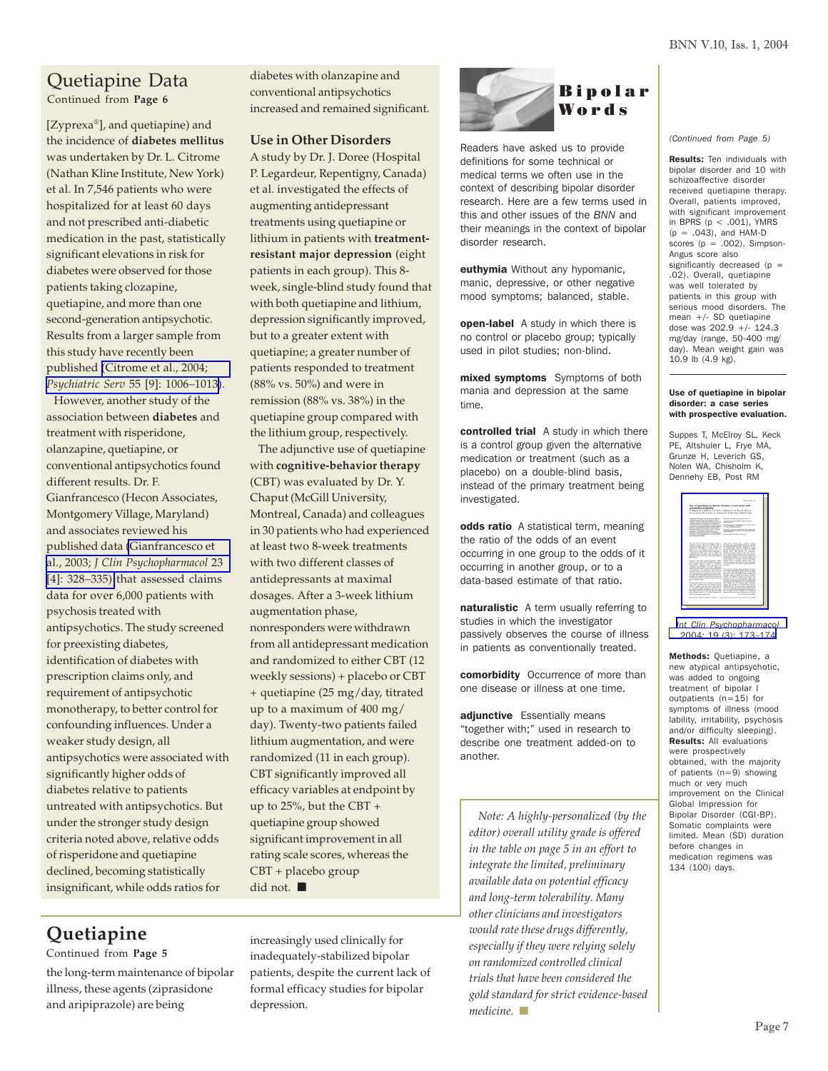## Quetiapine Data

Continued from **Page 6**

[Zyprexa®], and quetiapine) and the incidence of **diabetes mellitus** was undertaken by Dr. L. Citrome (Nathan Kline Institute, New York) et al. In 7,546 patients who were hospitalized for at least 60 days and not prescribed anti-diabetic medication in the past, statistically significant elevations in risk for diabetes were observed for those patients taking clozapine, quetiapine, and more than one second-generation antipsychotic. Results from a larger sample from this study have recently been published (Citrome et al., 2004; *Psychiatric Serv* 55 [9]: 1006–1013).

However, another study of the association between **diabetes** and treatment with risperidone, olanzapine, quetiapine, or conventional antipsychotics found different results. Dr. F. Gianfrancesco (Hecon Associates, Montgomery Village, Maryland) and associates reviewed his published data (Gianfrancesco et al., 2003; *J Clin Psychopharmacol* 23 [4]: 328–335) that assessed claims data for over 6,000 patients with psychosis treated with antipsychotics. The study screened for preexisting diabetes, identification of diabetes with prescription claims only, and requirement of antipsychotic monotherapy, to better control for confounding influences. Under a weaker study design, all antipsychotics were associated with significantly higher odds of diabetes relative to patients untreated with antipsychotics. But under the stronger study design criteria noted above, relative odds of risperidone and quetiapine declined, becoming statistically insignificant, while odds ratios for diabetes with olanzapine and conventional antipsychotics increased and remained significant.

### Use in Other Disorders

A study by Dr. J. Doree (Hospital P. Legardeur, Repentigny, Canada) et al. investigated the effects of augmenting antidepressant treatments using quetiapine or lithium in patients with **treatment-resistant major depression** (eight patients in each group). This 8-week, single-blind study found that with both quetiapine and lithium, depression significantly improved, but to a greater extent with quetiapine; a greater number of patients responded to treatment (88% vs. 50%) and were in remission (88% vs. 38%) in the quetiapine group compared with the lithium group, respectively.

The adjunctive use of quetiapine with **cognitive-behavior therapy** (CBT) was evaluated by Dr. Y. Chaput (McGill University, Montreal, Canada) and colleagues in 30 patients who had experienced at least two 8-week treatments with two different classes of antidepressants at maximal dosages. After a 3-week lithium augmentation phase, nonresponders were withdrawn from all antidepressant medication and randomized to either CBT (12 weekly sessions) + placebo or CBT + quetiapine (25 mg/day, titrated up to a maximum of 400 mg/day). Twenty-two patients failed lithium augmentation, and were randomized (11 in each group). CBT significantly improved all efficacy variables at endpoint by up to 25%, but the CBT + quetiapine group showed significant improvement in all rating scale scores, whereas the CBT + placebo group did not. ■

## Quetiapine

Continued from **Page 5**

the long-term maintenance of bipolar illness, these agents (ziprasidone and aripiprazole) are being increasingly used clinically for inadequately-stabilized bipolar patients, despite the current lack of formal efficacy studies for bipolar depression.

## Bipolar Words

Readers have asked us to provide definitions for some technical or medical terms we often use in the context of describing bipolar disorder research. Here are a few terms used in this and other issues of the *BNN* and their meanings in the context of bipolar disorder research.

**euthymia** Without any hypomanic, manic, depressive, or other negative mood symptoms; balanced, stable.

**open-label** A study in which there is no control or placebo group; typically used in pilot studies; non-blind.

**mixed symptoms** Symptoms of both mania and depression at the same time.

**controlled trial** A study in which there is a control group given the alternative medication or treatment (such as a placebo) on a double-blind basis, instead of the primary treatment being investigated.

**odds ratio** A statistical term, meaning the ratio of the odds of an event occurring in one group to the odds of it occurring in another group, or to a data-based estimate of that ratio.

**naturalistic** A term usually referring to studies in which the investigator passively observes the course of illness in patients as conventionally treated.

**comorbidity** Occurrence of more than one disease or illness at one time.

**adjunctive** Essentially means "together with;" used in research to describe one treatment added-on to another.

*Note: A highly-personalized (by the editor) overall utility grade is offered in the table on page 5 in an effort to integrate the limited, preliminary available data on potential efficacy and long-term tolerability. Many other clinicians and investigators would rate these drugs differently, especially if they were relying solely on randomized controlled clinical trials that have been considered the gold standard for strict evidence-based medicine.* ■

*(Continued from Page 5)*

**Results:** Ten individuals with bipolar disorder and 10 with schizoaffective disorder received quetiapine therapy. Overall, patients improved, with significant improvement in BPRS ($p < .001$), YMRS ($p = .043$), and HAM-D scores ($p = .002$). Simpson-Angus score also significantly decreased ($p = .02$). Overall, quetiapine was well tolerated by patients in this group with serious mood disorders. The mean +/- SD quetiapine dose was 202.9 +/- 124.3 mg/day (range, 50-400 mg/day). Mean weight gain was 10.9 lb (4.9 kg).

**Use of quetiapine in bipolar disorder: a case series with prospective evaluation.**

Suppes T, McElroy SL, Keck PE, Altshuler L, Frye MA, Grunze H, Leverich GS, Nolen WA, Chisholm K, Dennehy EB, Post RM

*Int Clin Psychopharmacol* 2004; 19 (3): 173–174

**Methods:** Quetiapine, a new atypical antipsychotic, was added to ongoing treatment of bipolar I outpatients ($n=15$) for symptoms of illness (mood lability, irritability, psychosis and/or difficulty sleeping). **Results:** All evaluations were prospectively obtained, with the majority of patients ($n=9$) showing much or very much improvement on the Clinical Global Impression for Bipolar Disorder (CGI-BP). Somatic complaints were limited. Mean (SD) duration before changes in medication regimens was 134 (100) days.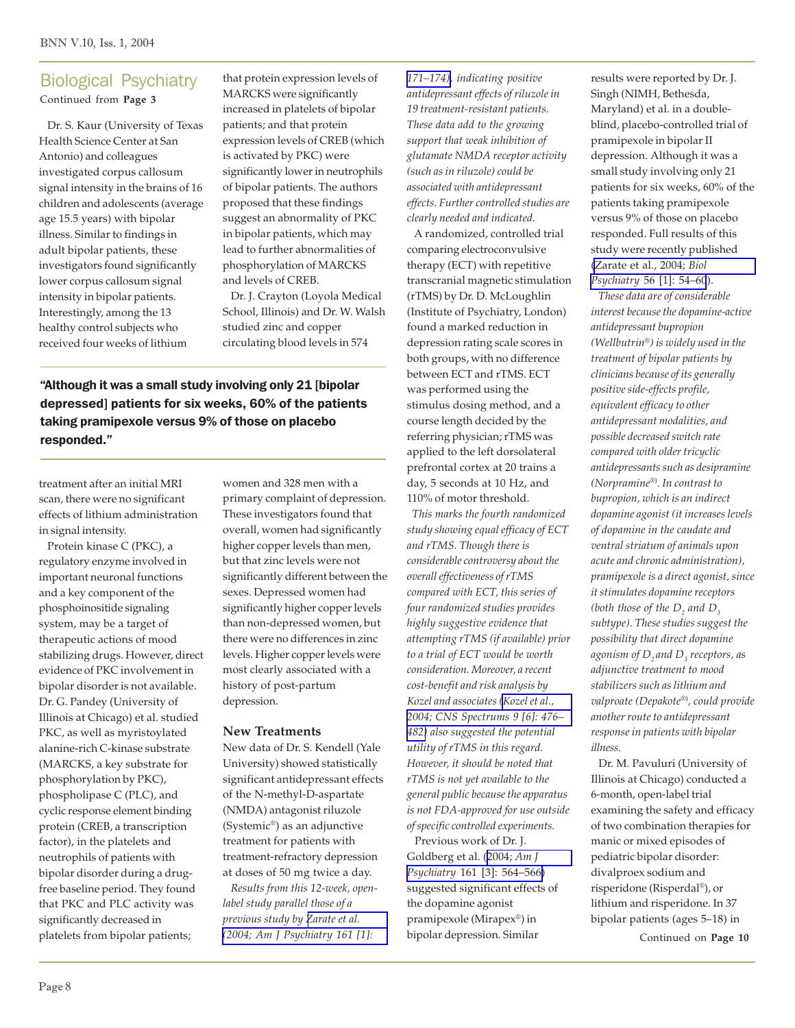## Biological Psychiatry

Continued from **Page 3**

Dr. S. Kaur (University of Texas Health Science Center at San Antonio) and colleagues investigated corpus callosum signal intensity in the brains of 16 children and adolescents (average age 15.5 years) with bipolar illness. Similar to findings in adult bipolar patients, these investigators found significantly lower corpus callosum signal intensity in bipolar patients. Interestingly, among the 13 healthy control subjects who received four weeks of lithium treatment after an initial MRI scan, there were no significant effects of lithium administration in signal intensity.

Protein kinase C (PKC), a regulatory enzyme involved in important neuronal functions and a key component of the phosphoinositide signaling system, may be a target of therapeutic actions of mood stabilizing drugs. However, direct evidence of PKC involvement in bipolar disorder is not available. Dr. G. Pandey (University of Illinois at Chicago) et al. studied PKC, as well as myristoylated alanine-rich C-kinase substrate (MARCKS, a key substrate for phosphorylation by PKC), phospholipase C (PLC), and cyclic response element binding protein (CREB, a transcription factor), in the platelets and neutrophils of patients with bipolar disorder during a drug-free baseline period. They found that PKC and PLC activity was significantly decreased in platelets from bipolar patients; that protein expression levels of MARCKS were significantly increased in platelets of bipolar patients; and that protein expression levels of CREB (which is activated by PKC) were significantly lower in neutrophils of bipolar patients. The authors proposed that these findings suggest an abnormality of PKC in bipolar patients, which may lead to further abnormalities of phosphorylation of MARCKS and levels of CREB.

Dr. J. Crayton (Loyola Medical School, Illinois) and Dr. W. Walsh studied zinc and copper circulating blood levels in 574 women and 328 men with a primary complaint of depression. These investigators found that overall, women had significantly higher copper levels than men, but that zinc levels were not significantly different between the sexes. Depressed women had significantly higher copper levels than non-depressed women, but there were no differences in zinc levels. Higher copper levels were most clearly associated with a history of post-partum depression.

**"Although it was a small study involving only 21 [bipolar depressed] patients for six weeks, 60% of the patients taking pramipexole versus 9% of those on placebo responded."**

### New Treatments

New data of Dr. S. Kendell (Yale University) showed statistically significant antidepressant effects of the N-methyl-D-aspartate (NMDA) antagonist riluzole (Systemic®) as an adjunctive treatment for patients with treatment-refractory depression at doses of 50 mg twice a day.

*Results from this 12-week, open-label study parallel those of a previous study by Zarate et al. (2004; Am J Psychiatry 161 [1]: 171–174), indicating positive antidepressant effects of riluzole in 19 treatment-resistant patients. These data add to the growing support that weak inhibition of glutamate NMDA receptor activity (such as in riluzole) could be associated with antidepressant effects. Further controlled studies are clearly needed and indicated.*

A randomized, controlled trial comparing electroconvulsive therapy (ECT) with repetitive transcranial magnetic stimulation (rTMS) by Dr. D. McLoughlin (Institute of Psychiatry, London) found a marked reduction in depression rating scale scores in both groups, with no difference between ECT and rTMS. ECT was performed using the stimulus dosing method, and a course length decided by the referring physician; rTMS was applied to the left dorsolateral prefrontal cortex at 20 trains a day, 5 seconds at 10 Hz, and 110% of motor threshold.

*This marks the fourth randomized study showing equal efficacy of ECT and rTMS. Though there is considerable controversy about the overall effectiveness of rTMS compared with ECT, this series of four randomized studies provides highly suggestive evidence that attempting rTMS (if available) prior to a trial of ECT would be worth consideration. Moreover, a recent cost-benefit and risk analysis by Kozel and associates (Kozel et al., 2004; CNS Spectrums 9 [6]: 476–482) also suggested the potential utility of rTMS in this regard. However, it should be noted that rTMS is not yet available to the general public because the apparatus is not FDA-approved for use outside of specific controlled experiments.*

Previous work of Dr. J. Goldberg et al. (2004; *Am J Psychiatry* 161 [3]: 564–566) suggested significant effects of the dopamine agonist pramipexole (Mirapex®) in bipolar depression. Similar results were reported by Dr. J. Singh (NIMH, Bethesda, Maryland) et al. in a double-blind, placebo-controlled trial of pramipexole in bipolar II depression. Although it was a small study involving only 21 patients for six weeks, 60% of the patients taking pramipexole versus 9% of those on placebo responded. Full results of this study were recently published (Zarate et al., 2004; *Biol Psychiatry* 56 [1]: 54–60).

*These data are of considerable interest because the dopamine-active antidepressant bupropion (Wellbutrin®) is widely used in the treatment of bipolar patients by clinicians because of its generally positive side-effects profile, equivalent efficacy to other antidepressant modalities, and possible decreased switch rate compared with older tricyclic antidepressants such as desipramine (Norpramine®). In contrast to bupropion, which is an indirect dopamine agonist (it increases levels of dopamine in the caudate and ventral striatum of animals upon acute and chronic administration), pramipexole is a direct agonist, since it stimulates dopamine receptors (both those of the $D_2$ and $D_3$ subtype). These studies suggest the possibility that direct dopamine agonism of $D_2$ and $D_3$ receptors, as adjunctive treatment to mood stabilizers such as lithium and valproate (Depakote®), could provide another route to antidepressant response in patients with bipolar illness.*

Dr. M. Pavuluri (University of Illinois at Chicago) conducted a 6-month, open-label trial examining the safety and efficacy of two combination therapies for manic or mixed episodes of pediatric bipolar disorder: divalproex sodium and risperidone (Risperdal®), or lithium and risperidone. In 37 bipolar patients (ages 5–18) in

Continued on **Page 10**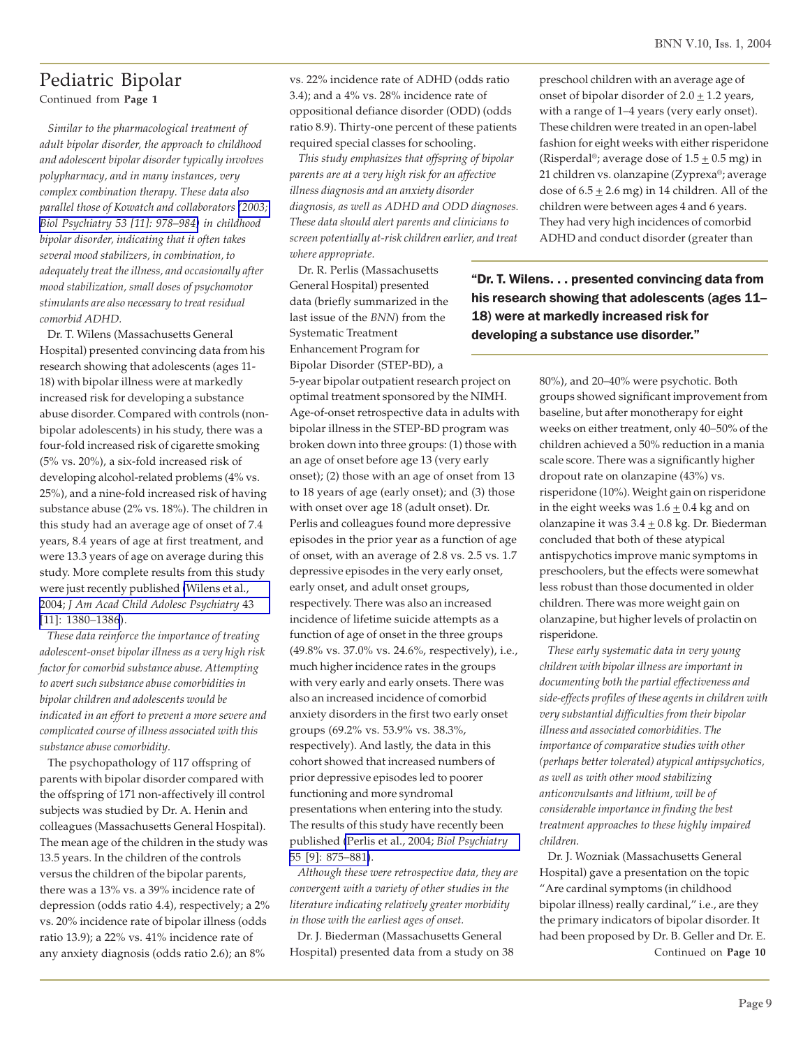# Pediatric Bipolar

Continued from **Page 1**

*Similar to the pharmacological treatment of adult bipolar disorder, the approach to childhood and adolescent bipolar disorder typically involves polypharmacy, and in many instances, very complex combination therapy. These data also parallel those of Kowatch and collaborators (2003; Biol Psychiatry 53 [11]: 978–984) in childhood bipolar disorder, indicating that it often takes several mood stabilizers, in combination, to adequately treat the illness, and occasionally after mood stabilization, small doses of psychomotor stimulants are also necessary to treat residual comorbid ADHD.*

Dr. T. Wilens (Massachusetts General Hospital) presented convincing data from his research showing that adolescents (ages 11-18) with bipolar illness were at markedly increased risk for developing a substance abuse disorder. Compared with controls (non-bipolar adolescents) in his study, there was a four-fold increased risk of cigarette smoking (5% vs. 20%), a six-fold increased risk of developing alcohol-related problems (4% vs. 25%), and a nine-fold increased risk of having substance abuse (2% vs. 18%). The children in this study had an average age of onset of 7.4 years, 8.4 years of age at first treatment, and were 13.3 years of age on average during this study. More complete results from this study were just recently published (Wilens et al., 2004; *J Am Acad Child Adolesc Psychiatry* 43 [11]: 1380–1386).

*These data reinforce the importance of treating adolescent-onset bipolar illness as a very high risk factor for comorbid substance abuse. Attempting to avert such substance abuse comorbidities in bipolar children and adolescents would be indicated in an effort to prevent a more severe and complicated course of illness associated with this substance abuse comorbidity.*

The psychopathology of 117 offspring of parents with bipolar disorder compared with the offspring of 171 non-affectively ill control subjects was studied by Dr. A. Henin and colleagues (Massachusetts General Hospital). The mean age of the children in the study was 13.5 years. In the children of the controls versus the children of the bipolar parents, there was a 13% vs. a 39% incidence rate of depression (odds ratio 4.4), respectively; a 2% vs. 20% incidence rate of bipolar illness (odds ratio 13.9); a 22% vs. 41% incidence rate of any anxiety diagnosis (odds ratio 2.6); an 8% vs. 22% incidence rate of ADHD (odds ratio 3.4); and a 4% vs. 28% incidence rate of oppositional defiance disorder (ODD) (odds ratio 8.9). Thirty-one percent of these patients required special classes for schooling.

*This study emphasizes that offspring of bipolar parents are at a very high risk for an affective illness diagnosis and an anxiety disorder diagnosis, as well as ADHD and ODD diagnoses. These data should alert parents and clinicians to screen potentially at-risk children earlier, and treat where appropriate.*

Dr. R. Perlis (Massachusetts General Hospital) presented data (briefly summarized in the last issue of the *BNN*) from the Systematic Treatment Enhancement Program for Bipolar Disorder (STEP-BD), a 5-year bipolar outpatient research project on optimal treatment sponsored by the NIMH. Age-of-onset retrospective data in adults with bipolar illness in the STEP-BD program was broken down into three groups: (1) those with an age of onset before age 13 (very early onset); (2) those with an age of onset from 13 to 18 years of age (early onset); and (3) those with onset over age 18 (adult onset). Dr. Perlis and colleagues found more depressive episodes in the prior year as a function of age of onset, with an average of 2.8 vs. 2.5 vs. 1.7 depressive episodes in the very early onset, early onset, and adult onset groups, respectively. There was also an increased incidence of lifetime suicide attempts as a function of age of onset in the three groups (49.8% vs. 37.0% vs. 24.6%, respectively), i.e., much higher incidence rates in the groups with very early and early onsets. There was also an increased incidence of comorbid anxiety disorders in the first two early onset groups (69.2% vs. 53.9% vs. 38.3%, respectively). And lastly, the data in this cohort showed that increased numbers of prior depressive episodes led to poorer functioning and more syndromal presentations when entering into the study. The results of this study have recently been published (Perlis et al., 2004; *Biol Psychiatry* 55 [9]: 875–881).

*Although these were retrospective data, they are convergent with a variety of other studies in the literature indicating relatively greater morbidity in those with the earliest ages of onset.*

Dr. J. Biederman (Massachusetts General Hospital) presented data from a study on 38 preschool children with an average age of onset of bipolar disorder of 2.0 ± 1.2 years, with a range of 1–4 years (very early onset). These children were treated in an open-label fashion for eight weeks with either risperidone (Risperdal®; average dose of 1.5 ± 0.5 mg) in 21 children vs. olanzapine (Zyprexa®; average dose of 6.5 ± 2.6 mg) in 14 children. All of the children were between ages 4 and 6 years. They had very high incidences of comorbid ADHD and conduct disorder (greater than 80%), and 20–40% were psychotic. Both groups showed significant improvement from baseline, but after monotherapy for eight weeks on either treatment, only 40–50% of the children achieved a 50% reduction in a mania scale score. There was a significantly higher dropout rate on olanzapine (43%) vs. risperidone (10%). Weight gain on risperidone in the eight weeks was 1.6 ± 0.4 kg and on olanzapine it was 3.4 ± 0.8 kg. Dr. Biederman concluded that both of these atypical antispychotics improve manic symptoms in preschoolers, but the effects were somewhat less robust than those documented in older children. There was more weight gain on olanzapine, but higher levels of prolactin on risperidone.

> **"Dr. T. Wilens. . . presented convincing data from his research showing that adolescents (ages 11–18) were at markedly increased risk for developing a substance use disorder."**

*These early systematic data in very young children with bipolar illness are important in documenting both the partial effectiveness and side-effects profiles of these agents in children with very substantial difficulties from their bipolar illness and associated comorbidities. The importance of comparative studies with other (perhaps better tolerated) atypical antipsychotics, as well as with other mood stabilizing anticonvulsants and lithium, will be of considerable importance in finding the best treatment approaches to these highly impaired children.*

Dr. J. Wozniak (Massachusetts General Hospital) gave a presentation on the topic "Are cardinal symptoms (in childhood bipolar illness) really cardinal," i.e., are they the primary indicators of bipolar disorder. It had been proposed by Dr. B. Geller and Dr. E.

Continued on **Page 10**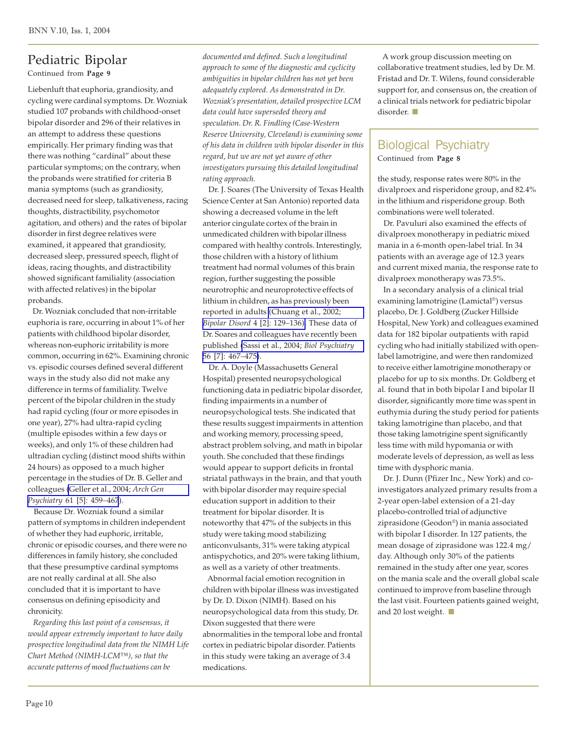## Pediatric Bipolar

Continued from **Page 9**

Liebenluft that euphoria, grandiosity, and cycling were cardinal symptoms. Dr. Wozniak studied 107 probands with childhood-onset bipolar disorder and 296 of their relatives in an attempt to address these questions empirically. Her primary finding was that there was nothing "cardinal" about these particular symptoms; on the contrary, when the probands were stratified for criteria B mania symptoms (such as grandiosity, decreased need for sleep, talkativeness, racing thoughts, distractibility, psychomotor agitation, and others) and the rates of bipolar disorder in first degree relatives were examined, it appeared that grandiosity, decreased sleep, pressured speech, flight of ideas, racing thoughts, and distractibility showed significant familiality (association with affected relatives) in the bipolar probands.

Dr. Wozniak concluded that non-irritable euphoria is rare, occurring in about 1% of her patients with childhood bipolar disorder, whereas non-euphoric irritability is more common, occurring in 62%. Examining chronic vs. episodic courses defined several different ways in the study also did not make any difference in terms of familiality. Twelve percent of the bipolar children in the study had rapid cycling (four or more episodes in one year), 27% had ultra-rapid cycling (multiple episodes within a few days or weeks), and only 1% of these children had ultradian cycling (distinct mood shifts within 24 hours) as opposed to a much higher percentage in the studies of Dr. B. Geller and colleagues (Geller et al., 2004; *Arch Gen Psychiatry* 61 [5]: 459–467).

Because Dr. Wozniak found a similar pattern of symptoms in children independent of whether they had euphoric, irritable, chronic or episodic courses, and there were no differences in family history, she concluded that these presumptive cardinal symptoms are not really cardinal at all. She also concluded that it is important to have consensus on defining episodicity and chronicity.

*Regarding this last point of a consensus, it would appear extremely important to have daily prospective longitudinal data from the NIMH Life Chart Method (NIMH-LCM™), so that the accurate patterns of mood fluctuations can be documented and defined. Such a longitudinal approach to some of the diagnostic and cyclicity ambiguities in bipolar children has not yet been adequately explored. As demonstrated in Dr. Wozniak's presentation, detailed prospective LCM data could have superseded theory and speculation. Dr. R. Findling (Case-Western Reserve University, Cleveland) is examining some of his data in children with bipolar disorder in this regard, but we are not yet aware of other investigators pursuing this detailed longitudinal rating approach.*

Dr. J. Soares (The University of Texas Health Science Center at San Antonio) reported data showing a decreased volume in the left anterior cingulate cortex of the brain in unmedicated children with bipolar illness compared with healthy controls. Interestingly, those children with a history of lithium treatment had normal volumes of this brain region, further suggesting the possible neurotrophic and neuroprotective effects of lithium in children, as has previously been reported in adults (Chuang et al., 2002; *Bipolar Disord* 4 [2]: 129–136). These data of Dr. Soares and colleagues have recently been published (Sassi et al., 2004; *Biol Psychiatry* 56 [7]: 467–475).

Dr. A. Doyle (Massachusetts General Hospital) presented neuropsychological functioning data in pediatric bipolar disorder, finding impairments in a number of neuropsychological tests. She indicated that these results suggest impairments in attention and working memory, processing speed, abstract problem solving, and math in bipolar youth. She concluded that these findings would appear to support deficits in frontal striatal pathways in the brain, and that youth with bipolar disorder may require special education support in addition to their treatment for bipolar disorder. It is noteworthy that 47% of the subjects in this study were taking mood stabilizing anticonvulsants, 31% were taking atypical antispychotics, and 20% were taking lithium, as well as a variety of other treatments.

Abnormal facial emotion recognition in children with bipolar illness was investigated by Dr. D. Dixon (NIMH). Based on his neuropsychological data from this study, Dr. Dixon suggested that there were abnormalities in the temporal lobe and frontal cortex in pediatric bipolar disorder. Patients in this study were taking an average of 3.4 medications.

A work group discussion meeting on collaborative treatment studies, led by Dr. M. Fristad and Dr. T. Wilens, found considerable support for, and consensus on, the creation of a clinical trials network for pediatric bipolar disorder. ■

## Biological Psychiatry

Continued from **Page 8**

the study, response rates were 80% in the divalproex and risperidone group, and 82.4% in the lithium and risperidone group. Both combinations were well tolerated.

Dr. Pavuluri also examined the effects of divalproex monotherapy in pediatric mixed mania in a 6-month open-label trial. In 34 patients with an average age of 12.3 years and current mixed mania, the response rate to divalproex monotherapy was 73.5%.

In a secondary analysis of a clinical trial examining lamotrigine (Lamictal®) versus placebo, Dr. J. Goldberg (Zucker Hillside Hospital, New York) and colleagues examined data for 182 bipolar outpatients with rapid cycling who had initially stabilized with open-label lamotrigine, and were then randomized to receive either lamotrigine monotherapy or placebo for up to six months. Dr. Goldberg et al. found that in both bipolar I and bipolar II disorder, significantly more time was spent in euthymia during the study period for patients taking lamotrigine than placebo, and that those taking lamotrigine spent significantly less time with mild hypomania or with moderate levels of depression, as well as less time with dysphoric mania.

Dr. J. Dunn (Pfizer Inc., New York) and co-investigators analyzed primary results from a 2-year open-label extension of a 21-day placebo-controlled trial of adjunctive ziprasidone (Geodon®) in mania associated with bipolar I disorder. In 127 patients, the mean dosage of ziprasidone was 122.4 mg/day. Although only 30% of the patients remained in the study after one year, scores on the mania scale and the overall global scale continued to improve from baseline through the last visit. Fourteen patients gained weight, and 20 lost weight. ■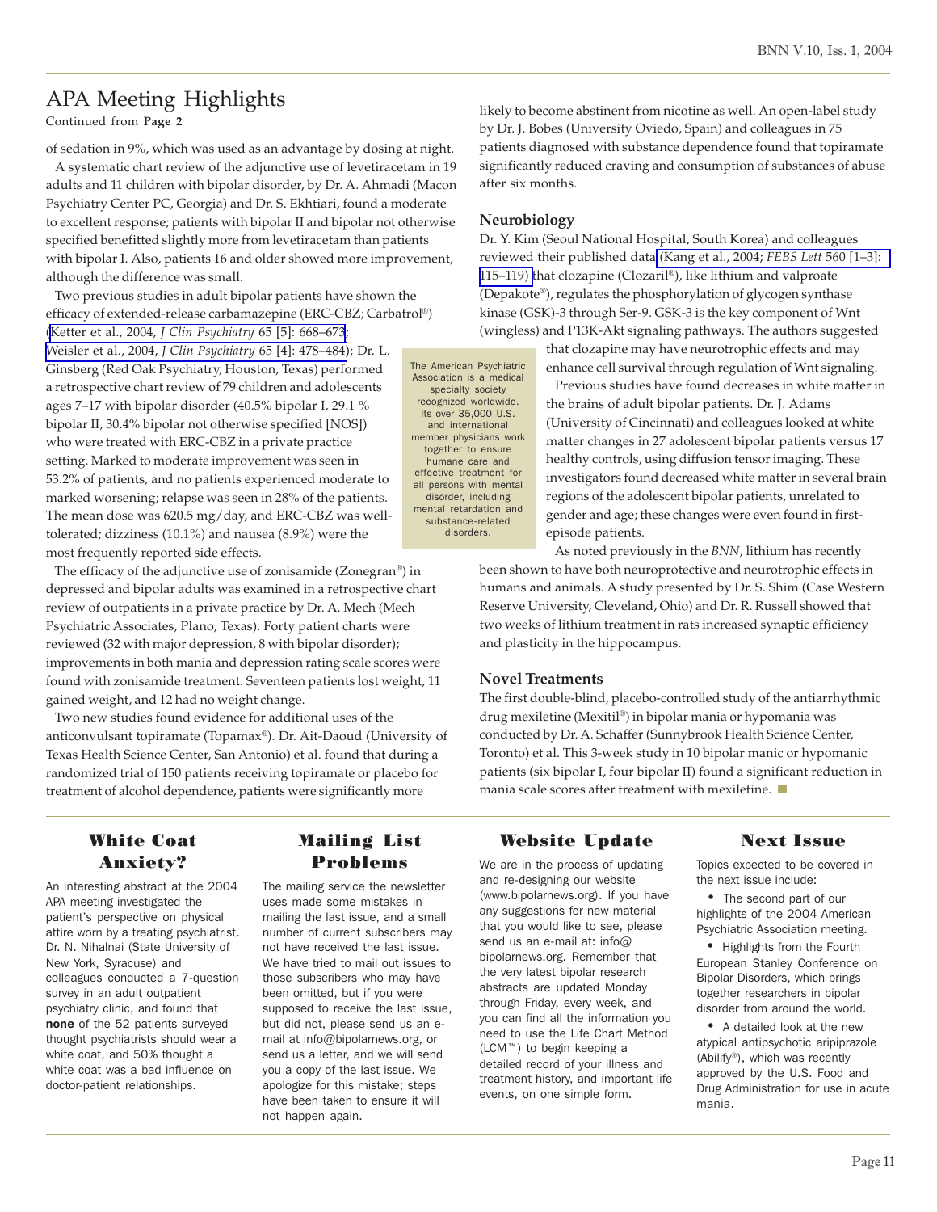# APA Meeting Highlights

Continued from **Page 2**

of sedation in 9%, which was used as an advantage by dosing at night.

A systematic chart review of the adjunctive use of levetiracetam in 19 adults and 11 children with bipolar disorder, by Dr. A. Ahmadi (Macon Psychiatry Center PC, Georgia) and Dr. S. Ekhtiari, found a moderate to excellent response; patients with bipolar II and bipolar not otherwise specified benefitted slightly more from levetiracetam than patients with bipolar I. Also, patients 16 and older showed more improvement, although the difference was small.

Two previous studies in adult bipolar patients have shown the efficacy of extended-release carbamazepine (ERC-CBZ; Carbatrol®) (Ketter et al., 2004, *J Clin Psychiatry* 65 [5]: 668–673; Weisler et al., 2004, *J Clin Psychiatry* 65 [4]: 478–484); Dr. L. Ginsberg (Red Oak Psychiatry, Houston, Texas) performed a retrospective chart review of 79 children and adolescents ages 7–17 with bipolar disorder (40.5% bipolar I, 29.1 % bipolar II, 30.4% bipolar not otherwise specified [NOS]) who were treated with ERC-CBZ in a private practice setting. Marked to moderate improvement was seen in 53.2% of patients, and no patients experienced moderate to marked worsening; relapse was seen in 28% of the patients. The mean dose was 620.5 mg/day, and ERC-CBZ was well-tolerated; dizziness (10.1%) and nausea (8.9%) were the most frequently reported side effects.

The efficacy of the adjunctive use of zonisamide (Zonegran®) in depressed and bipolar adults was examined in a retrospective chart review of outpatients in a private practice by Dr. A. Mech (Mech Psychiatric Associates, Plano, Texas). Forty patient charts were reviewed (32 with major depression, 8 with bipolar disorder); improvements in both mania and depression rating scale scores were found with zonisamide treatment. Seventeen patients lost weight, 11 gained weight, and 12 had no weight change.

Two new studies found evidence for additional uses of the anticonvulsant topiramate (Topamax®). Dr. Ait-Daoud (University of Texas Health Science Center, San Antonio) et al. found that during a randomized trial of 150 patients receiving topiramate or placebo for treatment of alcohol dependence, patients were significantly more likely to become abstinent from nicotine as well. An open-label study by Dr. J. Bobes (University Oviedo, Spain) and colleagues in 75 patients diagnosed with substance dependence found that topiramate significantly reduced craving and consumption of substances of abuse after six months.

The American Psychiatric Association is a medical specialty society recognized worldwide. Its over 35,000 U.S. and international member physicians work together to ensure humane care and effective treatment for all persons with mental disorder, including mental retardation and substance-related disorders.

## Neurobiology

Dr. Y. Kim (Seoul National Hospital, South Korea) and colleagues reviewed their published data (Kang et al., 2004; *FEBS Lett* 560 [1–3]: 115–119) that clozapine (Clozaril®), like lithium and valproate (Depakote®), regulates the phosphorylation of glycogen synthase kinase (GSK)-3 through Ser-9. GSK-3 is the key component of Wnt (wingless) and P13K-Akt signaling pathways. The authors suggested that clozapine may have neurotrophic effects and may enhance cell survival through regulation of Wnt signaling.

Previous studies have found decreases in white matter in the brains of adult bipolar patients. Dr. J. Adams (University of Cincinnati) and colleagues looked at white matter changes in 27 adolescent bipolar patients versus 17 healthy controls, using diffusion tensor imaging. These investigators found decreased white matter in several brain regions of the adolescent bipolar patients, unrelated to gender and age; these changes were even found in first-episode patients.

As noted previously in the *BNN*, lithium has recently been shown to have both neuroprotective and neurotrophic effects in humans and animals. A study presented by Dr. S. Shim (Case Western Reserve University, Cleveland, Ohio) and Dr. R. Russell showed that two weeks of lithium treatment in rats increased synaptic efficiency and plasticity in the hippocampus.

## Novel Treatments

The first double-blind, placebo-controlled study of the antiarrhythmic drug mexiletine (Mexitil®) in bipolar mania or hypomania was conducted by Dr. A. Schaffer (Sunnybrook Health Science Center, Toronto) et al. This 3-week study in 10 bipolar manic or hypomanic patients (six bipolar I, four bipolar II) found a significant reduction in mania scale scores after treatment with mexiletine. ■

## White Coat Anxiety?

An interesting abstract at the 2004 APA meeting investigated the patient's perspective on physical attire worn by a treating psychiatrist. Dr. N. Nihalnai (State University of New York, Syracuse) and colleagues conducted a 7-question survey in an adult outpatient psychiatry clinic, and found that **none** of the 52 patients surveyed thought psychiatrists should wear a white coat, and 50% thought a white coat was a bad influence on doctor-patient relationships.

## Mailing List Problems

The mailing service the newsletter uses made some mistakes in mailing the last issue, and a small number of current subscribers may not have received the last issue. We have tried to mail out issues to those subscribers who may have been omitted, but if you were supposed to receive the last issue, but did not, please send us an e-mail at info@bipolarnews.org, or send us a letter, and we will send you a copy of the last issue. We apologize for this mistake; steps have been taken to ensure it will not happen again.

## Website Update

We are in the process of updating and re-designing our website (www.bipolarnews.org). If you have any suggestions for new material that you would like to see, please send us an e-mail at: info@bipolarnews.org. Remember that the very latest bipolar research abstracts are updated Monday through Friday, every week, and you can find all the information you need to use the Life Chart Method (LCM™) to begin keeping a detailed record of your illness and treatment history, and important life events, on one simple form.

## Next Issue

Topics expected to be covered in the next issue include:

- The second part of our highlights of the 2004 American Psychiatric Association meeting.
- Highlights from the Fourth European Stanley Conference on Bipolar Disorders, which brings together researchers in bipolar disorder from around the world.
- A detailed look at the new atypical antipsychotic aripiprazole (Abilify®), which was recently approved by the U.S. Food and Drug Administration for use in acute mania.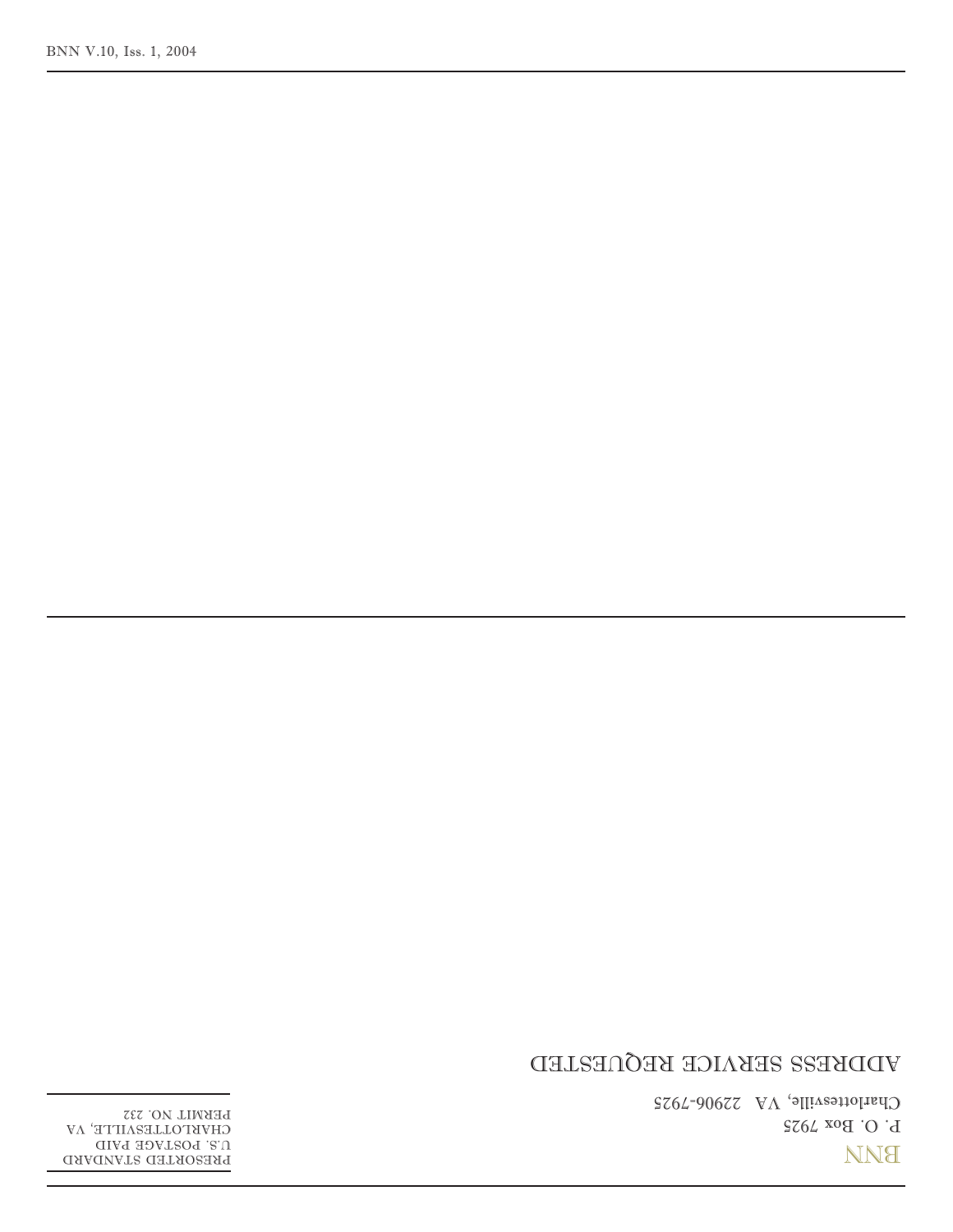ADDRESS SERVICE REQUESTED

BNN

P. O. Box 7925

Charlottesville, VA 22906-7925

PRESORTED STANDARD

U.S. POSTAGE PAID

CHARLOTTESVILLE, VA

PERMIT NO. 232